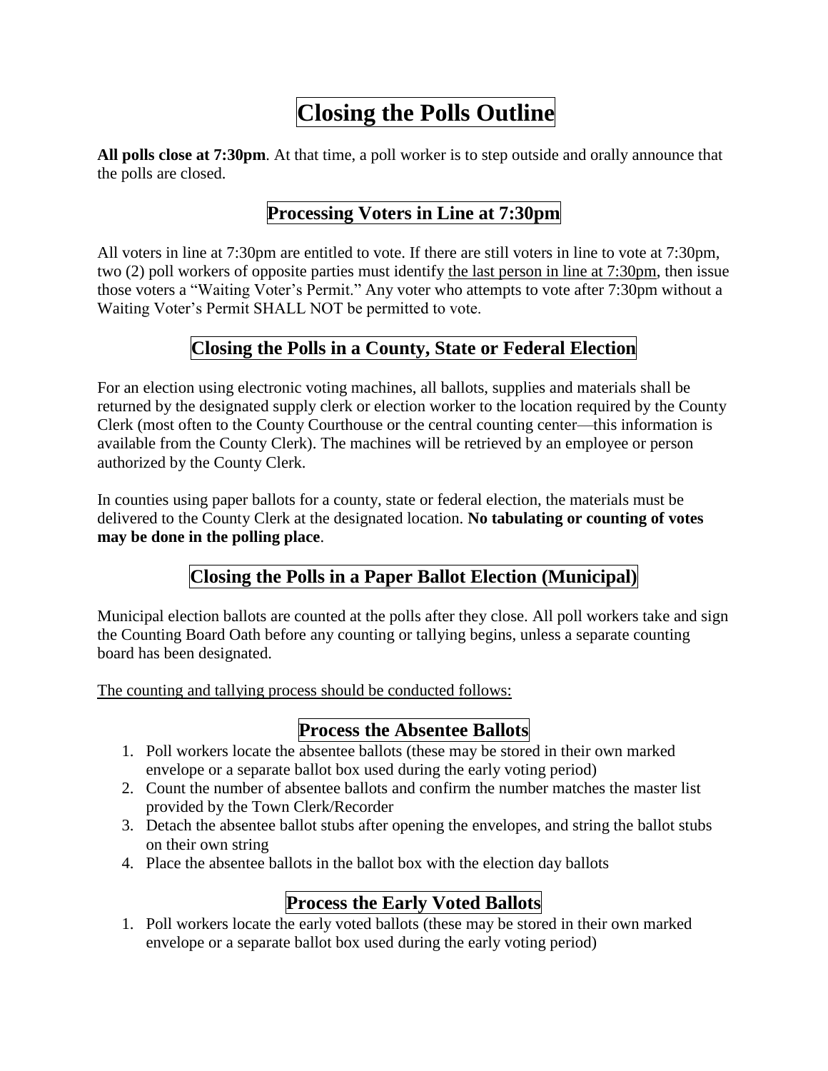# Closing the Polls Outline

**All polls close at 7:30pm**. At that time, a poll worker is to step outside and orally announce that the polls are closed.

## Processing Voters in Line at 7:30pm

All voters in line at 7:30pm are entitled to vote. If there are still voters in line to vote at 7:30pm, two (2) poll workers of opposite parties must identify the last person in line at 7:30pm, then issue those voters a "Waiting Voter's Permit." Any voter who attempts to vote after 7:30pm without a Waiting Voter's Permit SHALL NOT be permitted to vote.

## Closing the Polls in a County, State or Federal Election

For an election using electronic voting machines, all ballots, supplies and materials shall be returned by the designated supply clerk or election worker to the location required by the County Clerk (most often to the County Courthouse or the central counting center—this information is available from the County Clerk). The machines will be retrieved by an employee or person authorized by the County Clerk.

In counties using paper ballots for a county, state or federal election, the materials must be delivered to the County Clerk at the designated location. **No tabulating or counting of votes may be done in the polling place**.

## Closing the Polls in a Paper Ballot Election (Municipal)

Municipal election ballots are counted at the polls after they close. All poll workers take and sign the Counting Board Oath before any counting or tallying begins, unless a separate counting board has been designated.

The counting and tallying process should be conducted follows:

### Process the Absentee Ballots

1. Poll workers locate the absentee ballots (these may be stored in their own marked envelope or a separate ballot box used during the early voting period)
2. Count the number of absentee ballots and confirm the number matches the master list provided by the Town Clerk/Recorder
3. Detach the absentee ballot stubs after opening the envelopes, and string the ballot stubs on their own string
4. Place the absentee ballots in the ballot box with the election day ballots

### Process the Early Voted Ballots

1. Poll workers locate the early voted ballots (these may be stored in their own marked envelope or a separate ballot box used during the early voting period)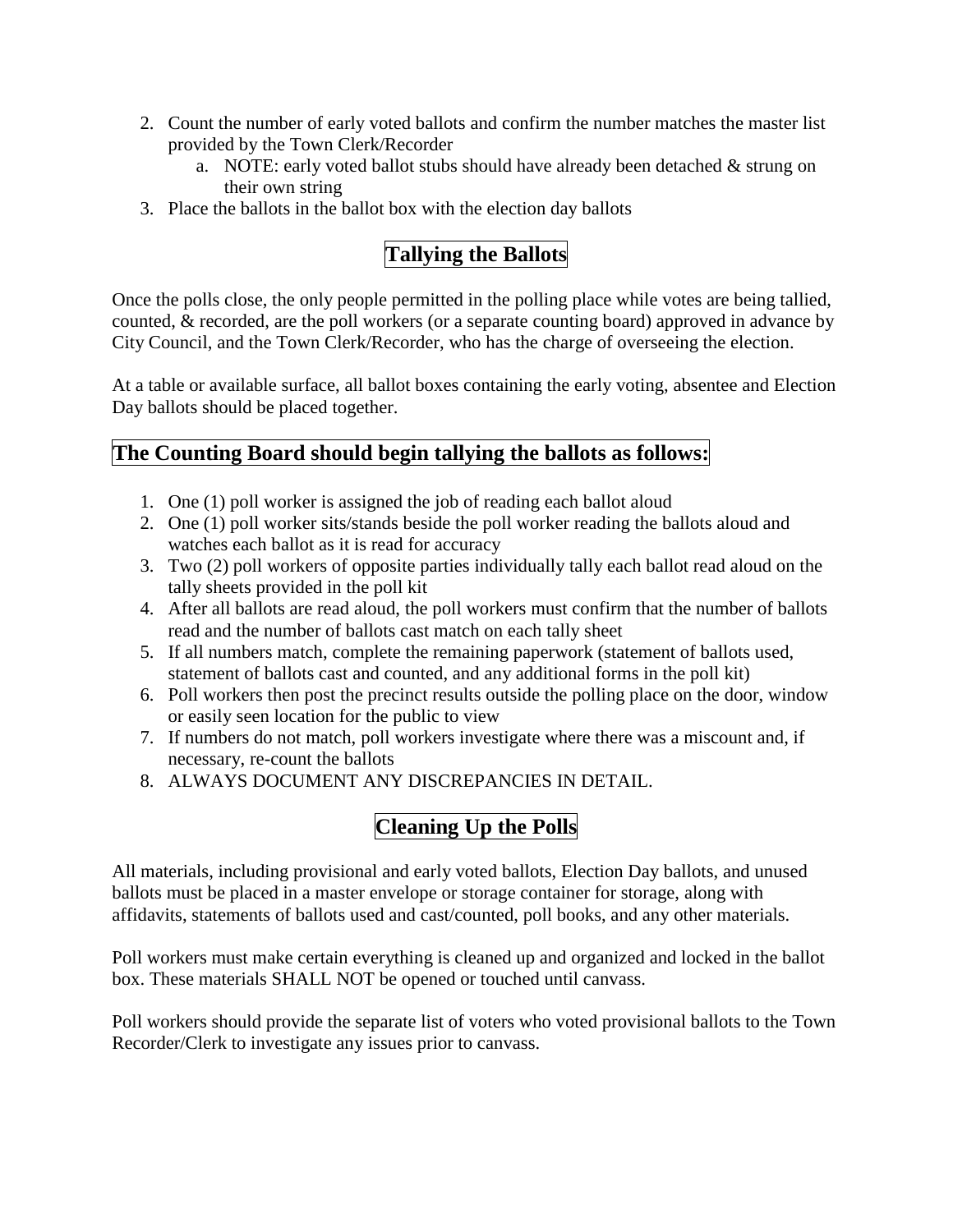2. Count the number of early voted ballots and confirm the number matches the master list provided by the Town Clerk/Recorder
    a. NOTE: early voted ballot stubs should have already been detached & strung on their own string
3. Place the ballots in the ballot box with the election day ballots

## Tallying the Ballots

Once the polls close, the only people permitted in the polling place while votes are being tallied, counted, & recorded, are the poll workers (or a separate counting board) approved in advance by City Council, and the Town Clerk/Recorder, who has the charge of overseeing the election.

At a table or available surface, all ballot boxes containing the early voting, absentee and Election Day ballots should be placed together.

## The Counting Board should begin tallying the ballots as follows:

1. One (1) poll worker is assigned the job of reading each ballot aloud
2. One (1) poll worker sits/stands beside the poll worker reading the ballots aloud and watches each ballot as it is read for accuracy
3. Two (2) poll workers of opposite parties individually tally each ballot read aloud on the tally sheets provided in the poll kit
4. After all ballots are read aloud, the poll workers must confirm that the number of ballots read and the number of ballots cast match on each tally sheet
5. If all numbers match, complete the remaining paperwork (statement of ballots used, statement of ballots cast and counted, and any additional forms in the poll kit)
6. Poll workers then post the precinct results outside the polling place on the door, window or easily seen location for the public to view
7. If numbers do not match, poll workers investigate where there was a miscount and, if necessary, re-count the ballots
8. ALWAYS DOCUMENT ANY DISCREPANCIES IN DETAIL.

## Cleaning Up the Polls

All materials, including provisional and early voted ballots, Election Day ballots, and unused ballots must be placed in a master envelope or storage container for storage, along with affidavits, statements of ballots used and cast/counted, poll books, and any other materials.

Poll workers must make certain everything is cleaned up and organized and locked in the ballot box. These materials SHALL NOT be opened or touched until canvass.

Poll workers should provide the separate list of voters who voted provisional ballots to the Town Recorder/Clerk to investigate any issues prior to canvass.